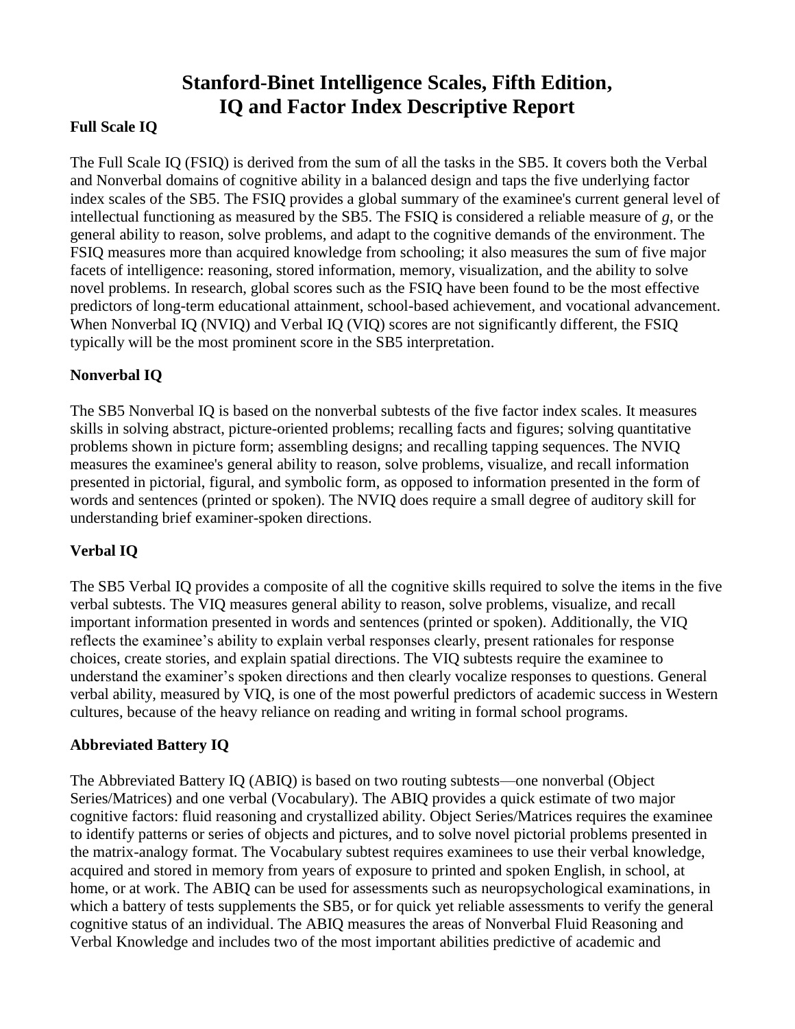# Stanford-Binet Intelligence Scales, Fifth Edition, IQ and Factor Index Descriptive Report

## Full Scale IQ

The Full Scale IQ (FSIQ) is derived from the sum of all the tasks in the SB5. It covers both the Verbal and Nonverbal domains of cognitive ability in a balanced design and taps the five underlying factor index scales of the SB5. The FSIQ provides a global summary of the examinee's current general level of intellectual functioning as measured by the SB5. The FSIQ is considered a reliable measure of *g*, or the general ability to reason, solve problems, and adapt to the cognitive demands of the environment. The FSIQ measures more than acquired knowledge from schooling; it also measures the sum of five major facets of intelligence: reasoning, stored information, memory, visualization, and the ability to solve novel problems. In research, global scores such as the FSIQ have been found to be the most effective predictors of long-term educational attainment, school-based achievement, and vocational advancement. When Nonverbal IQ (NVIQ) and Verbal IQ (VIQ) scores are not significantly different, the FSIQ typically will be the most prominent score in the SB5 interpretation.

## Nonverbal IQ

The SB5 Nonverbal IQ is based on the nonverbal subtests of the five factor index scales. It measures skills in solving abstract, picture-oriented problems; recalling facts and figures; solving quantitative problems shown in picture form; assembling designs; and recalling tapping sequences. The NVIQ measures the examinee's general ability to reason, solve problems, visualize, and recall information presented in pictorial, figural, and symbolic form, as opposed to information presented in the form of words and sentences (printed or spoken). The NVIQ does require a small degree of auditory skill for understanding brief examiner-spoken directions.

## Verbal IQ

The SB5 Verbal IQ provides a composite of all the cognitive skills required to solve the items in the five verbal subtests. The VIQ measures general ability to reason, solve problems, visualize, and recall important information presented in words and sentences (printed or spoken). Additionally, the VIQ reflects the examinee's ability to explain verbal responses clearly, present rationales for response choices, create stories, and explain spatial directions. The VIQ subtests require the examinee to understand the examiner's spoken directions and then clearly vocalize responses to questions. General verbal ability, measured by VIQ, is one of the most powerful predictors of academic success in Western cultures, because of the heavy reliance on reading and writing in formal school programs.

## Abbreviated Battery IQ

The Abbreviated Battery IQ (ABIQ) is based on two routing subtests—one nonverbal (Object Series/Matrices) and one verbal (Vocabulary). The ABIQ provides a quick estimate of two major cognitive factors: fluid reasoning and crystallized ability. Object Series/Matrices requires the examinee to identify patterns or series of objects and pictures, and to solve novel pictorial problems presented in the matrix-analogy format. The Vocabulary subtest requires examinees to use their verbal knowledge, acquired and stored in memory from years of exposure to printed and spoken English, in school, at home, or at work. The ABIQ can be used for assessments such as neuropsychological examinations, in which a battery of tests supplements the SB5, or for quick yet reliable assessments to verify the general cognitive status of an individual. The ABIQ measures the areas of Nonverbal Fluid Reasoning and Verbal Knowledge and includes two of the most important abilities predictive of academic and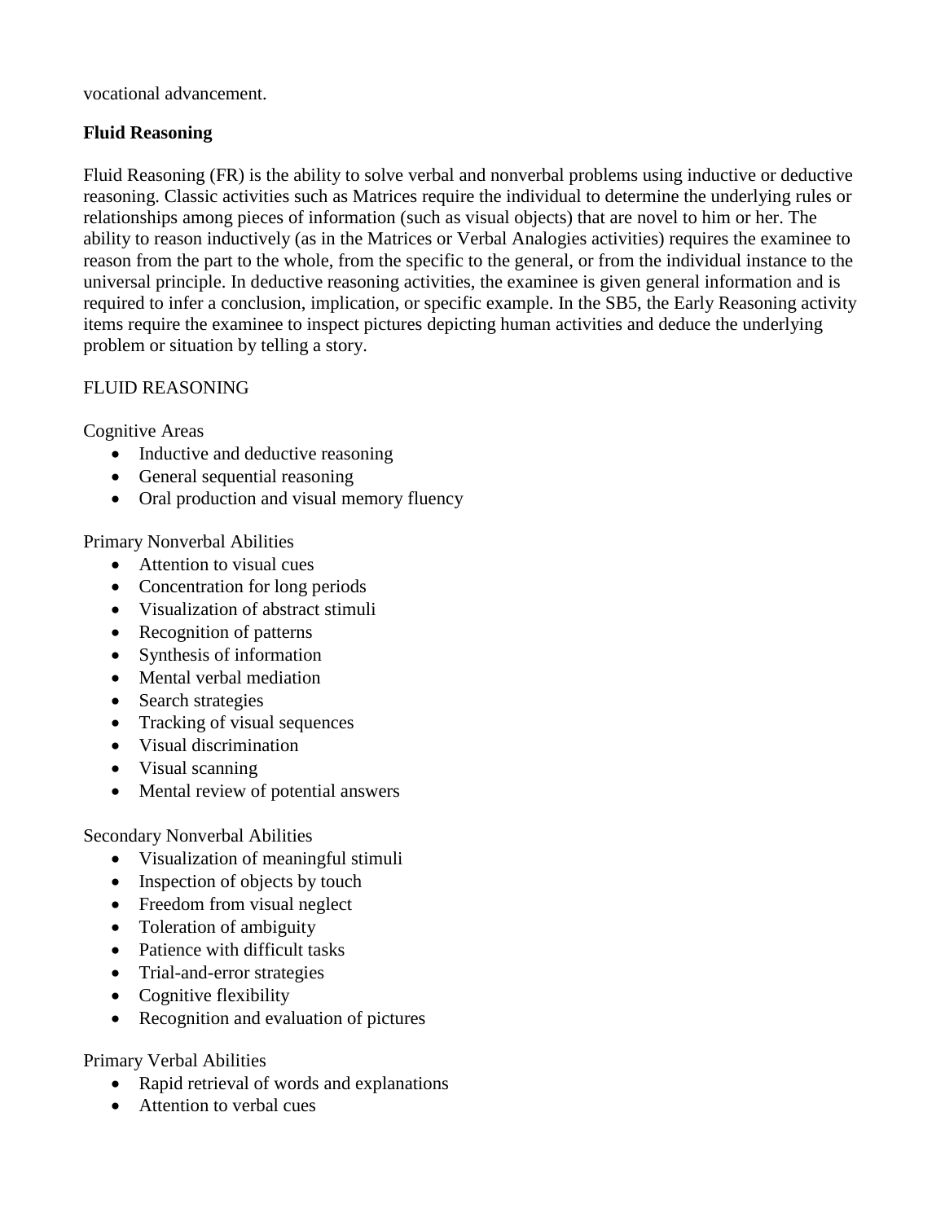vocational advancement.

**Fluid Reasoning**

Fluid Reasoning (FR) is the ability to solve verbal and nonverbal problems using inductive or deductive reasoning. Classic activities such as Matrices require the individual to determine the underlying rules or relationships among pieces of information (such as visual objects) that are novel to him or her. The ability to reason inductively (as in the Matrices or Verbal Analogies activities) requires the examinee to reason from the part to the whole, from the specific to the general, or from the individual instance to the universal principle. In deductive reasoning activities, the examinee is given general information and is required to infer a conclusion, implication, or specific example. In the SB5, the Early Reasoning activity items require the examinee to inspect pictures depicting human activities and deduce the underlying problem or situation by telling a story.

FLUID REASONING

Cognitive Areas

- Inductive and deductive reasoning
- General sequential reasoning
- Oral production and visual memory fluency

Primary Nonverbal Abilities

- Attention to visual cues
- Concentration for long periods
- Visualization of abstract stimuli
- Recognition of patterns
- Synthesis of information
- Mental verbal mediation
- Search strategies
- Tracking of visual sequences
- Visual discrimination
- Visual scanning
- Mental review of potential answers

Secondary Nonverbal Abilities

- Visualization of meaningful stimuli
- Inspection of objects by touch
- Freedom from visual neglect
- Toleration of ambiguity
- Patience with difficult tasks
- Trial-and-error strategies
- Cognitive flexibility
- Recognition and evaluation of pictures

Primary Verbal Abilities

- Rapid retrieval of words and explanations
- Attention to verbal cues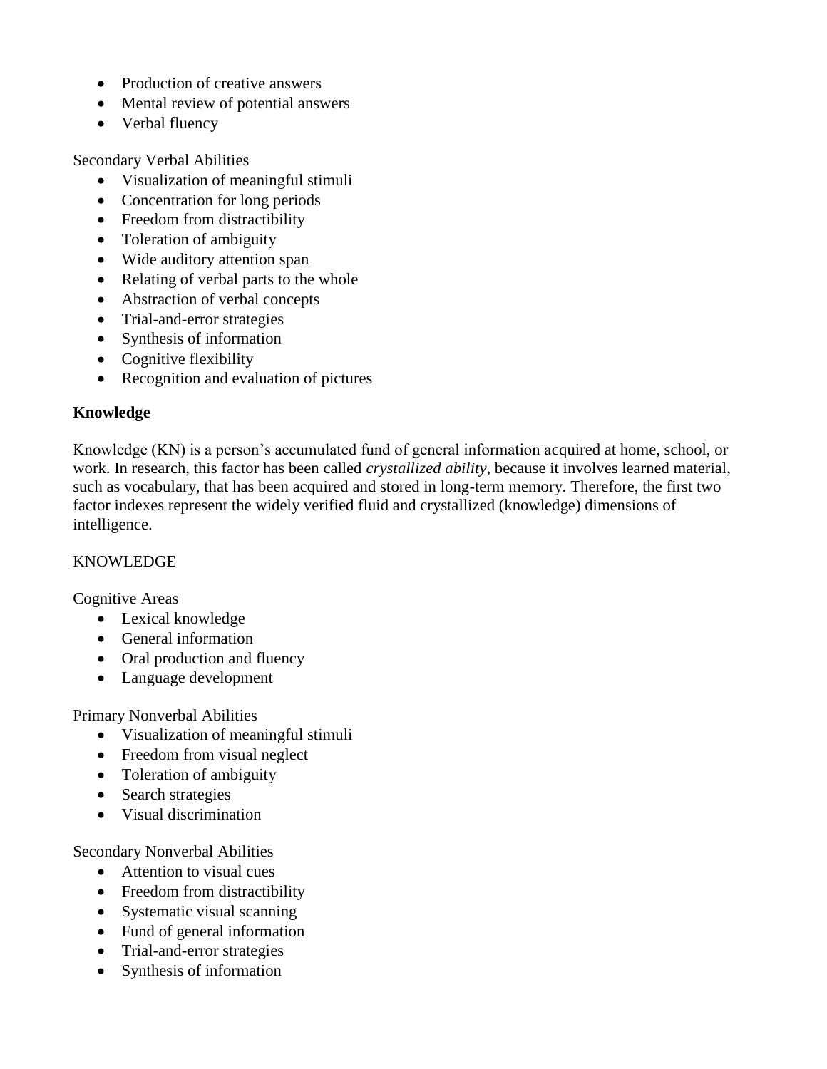- Production of creative answers
- Mental review of potential answers
- Verbal fluency

Secondary Verbal Abilities

- Visualization of meaningful stimuli
- Concentration for long periods
- Freedom from distractibility
- Toleration of ambiguity
- Wide auditory attention span
- Relating of verbal parts to the whole
- Abstraction of verbal concepts
- Trial-and-error strategies
- Synthesis of information
- Cognitive flexibility
- Recognition and evaluation of pictures

**Knowledge**

Knowledge (KN) is a person's accumulated fund of general information acquired at home, school, or work. In research, this factor has been called *crystallized ability*, because it involves learned material, such as vocabulary, that has been acquired and stored in long-term memory. Therefore, the first two factor indexes represent the widely verified fluid and crystallized (knowledge) dimensions of intelligence.

KNOWLEDGE

Cognitive Areas

- Lexical knowledge
- General information
- Oral production and fluency
- Language development

Primary Nonverbal Abilities

- Visualization of meaningful stimuli
- Freedom from visual neglect
- Toleration of ambiguity
- Search strategies
- Visual discrimination

Secondary Nonverbal Abilities

- Attention to visual cues
- Freedom from distractibility
- Systematic visual scanning
- Fund of general information
- Trial-and-error strategies
- Synthesis of information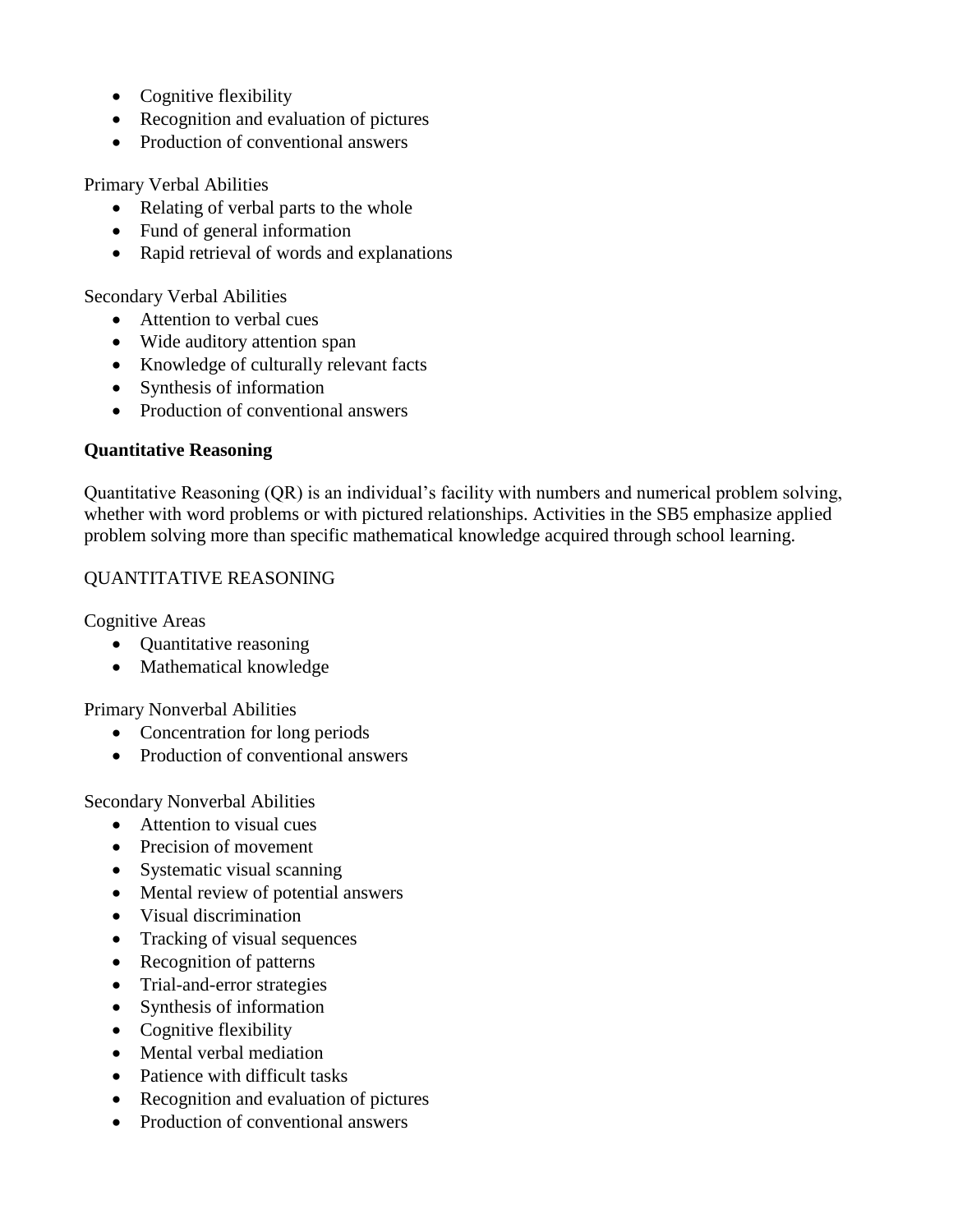- Cognitive flexibility
- Recognition and evaluation of pictures
- Production of conventional answers

Primary Verbal Abilities

- Relating of verbal parts to the whole
- Fund of general information
- Rapid retrieval of words and explanations

Secondary Verbal Abilities

- Attention to verbal cues
- Wide auditory attention span
- Knowledge of culturally relevant facts
- Synthesis of information
- Production of conventional answers

**Quantitative Reasoning**

Quantitative Reasoning (QR) is an individual's facility with numbers and numerical problem solving, whether with word problems or with pictured relationships. Activities in the SB5 emphasize applied problem solving more than specific mathematical knowledge acquired through school learning.

QUANTITATIVE REASONING

Cognitive Areas

- Quantitative reasoning
- Mathematical knowledge

Primary Nonverbal Abilities

- Concentration for long periods
- Production of conventional answers

Secondary Nonverbal Abilities

- Attention to visual cues
- Precision of movement
- Systematic visual scanning
- Mental review of potential answers
- Visual discrimination
- Tracking of visual sequences
- Recognition of patterns
- Trial-and-error strategies
- Synthesis of information
- Cognitive flexibility
- Mental verbal mediation
- Patience with difficult tasks
- Recognition and evaluation of pictures
- Production of conventional answers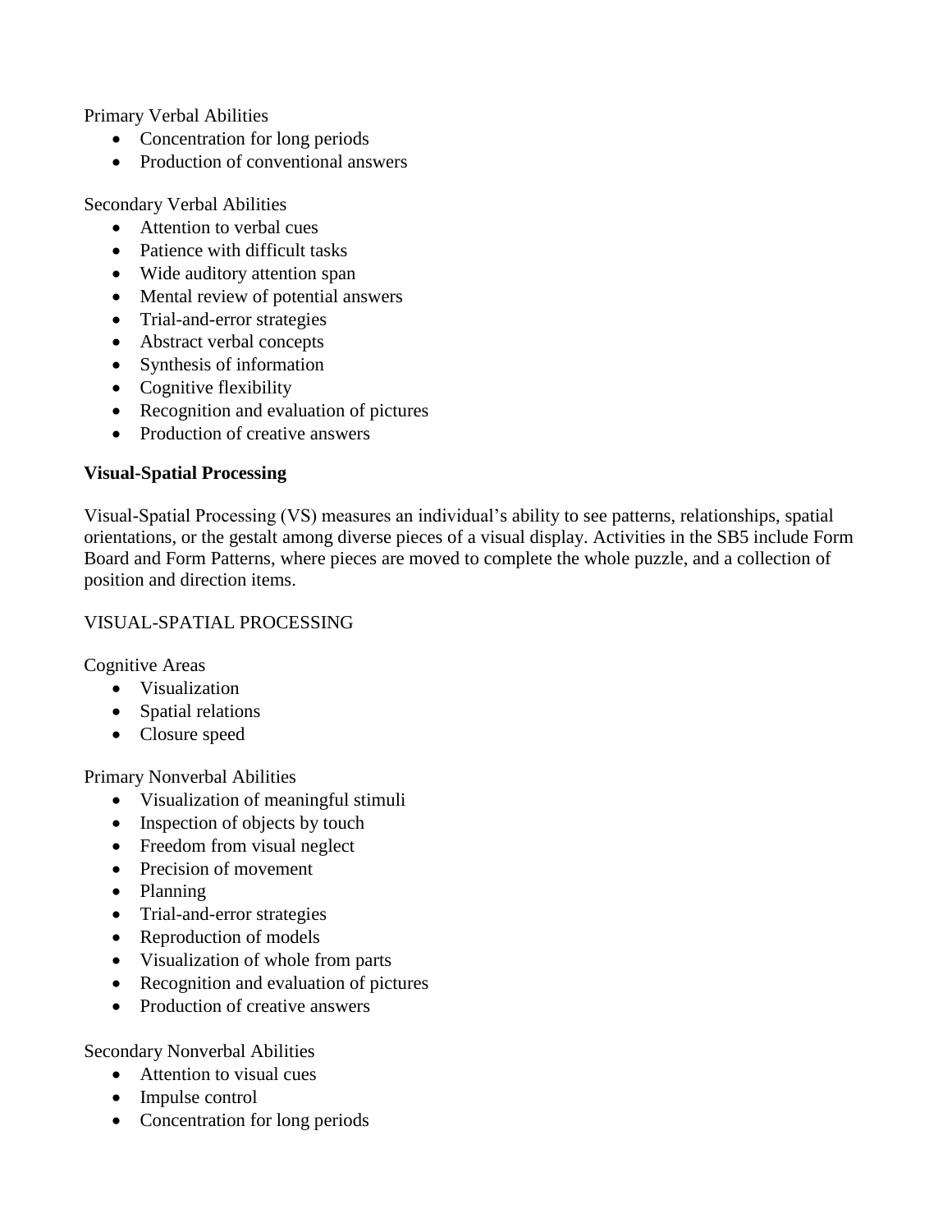Primary Verbal Abilities

- Concentration for long periods
- Production of conventional answers

Secondary Verbal Abilities

- Attention to verbal cues
- Patience with difficult tasks
- Wide auditory attention span
- Mental review of potential answers
- Trial-and-error strategies
- Abstract verbal concepts
- Synthesis of information
- Cognitive flexibility
- Recognition and evaluation of pictures
- Production of creative answers

**Visual-Spatial Processing**

Visual-Spatial Processing (VS) measures an individual's ability to see patterns, relationships, spatial orientations, or the gestalt among diverse pieces of a visual display. Activities in the SB5 include Form Board and Form Patterns, where pieces are moved to complete the whole puzzle, and a collection of position and direction items.

VISUAL-SPATIAL PROCESSING

Cognitive Areas

- Visualization
- Spatial relations
- Closure speed

Primary Nonverbal Abilities

- Visualization of meaningful stimuli
- Inspection of objects by touch
- Freedom from visual neglect
- Precision of movement
- Planning
- Trial-and-error strategies
- Reproduction of models
- Visualization of whole from parts
- Recognition and evaluation of pictures
- Production of creative answers

Secondary Nonverbal Abilities

- Attention to visual cues
- Impulse control
- Concentration for long periods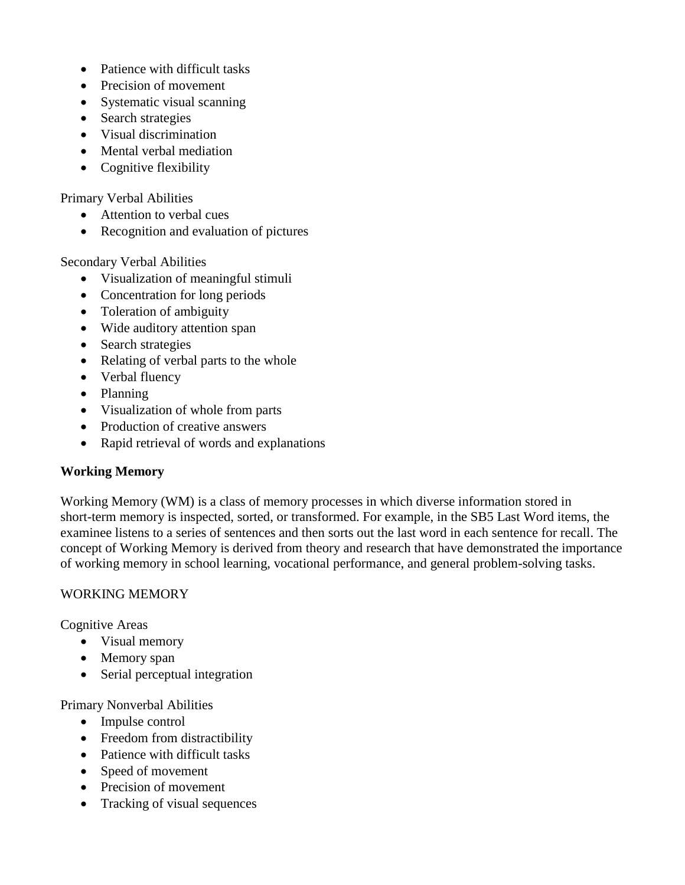- Patience with difficult tasks
- Precision of movement
- Systematic visual scanning
- Search strategies
- Visual discrimination
- Mental verbal mediation
- Cognitive flexibility

Primary Verbal Abilities

- Attention to verbal cues
- Recognition and evaluation of pictures

Secondary Verbal Abilities

- Visualization of meaningful stimuli
- Concentration for long periods
- Toleration of ambiguity
- Wide auditory attention span
- Search strategies
- Relating of verbal parts to the whole
- Verbal fluency
- Planning
- Visualization of whole from parts
- Production of creative answers
- Rapid retrieval of words and explanations

**Working Memory**

Working Memory (WM) is a class of memory processes in which diverse information stored in short-term memory is inspected, sorted, or transformed. For example, in the SB5 Last Word items, the examinee listens to a series of sentences and then sorts out the last word in each sentence for recall. The concept of Working Memory is derived from theory and research that have demonstrated the importance of working memory in school learning, vocational performance, and general problem-solving tasks.

WORKING MEMORY

Cognitive Areas

- Visual memory
- Memory span
- Serial perceptual integration

Primary Nonverbal Abilities

- Impulse control
- Freedom from distractibility
- Patience with difficult tasks
- Speed of movement
- Precision of movement
- Tracking of visual sequences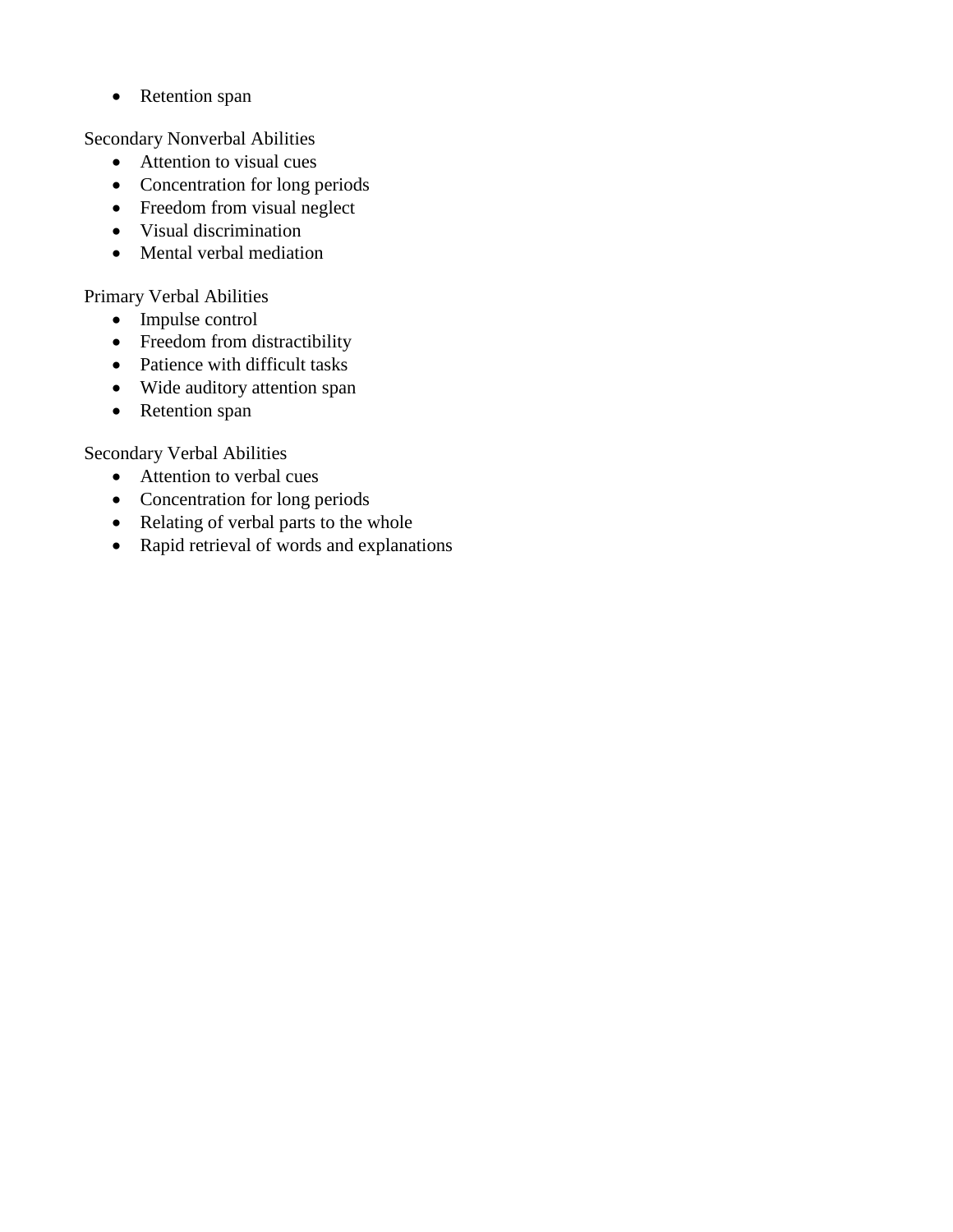- Retention span

Secondary Nonverbal Abilities

- Attention to visual cues
- Concentration for long periods
- Freedom from visual neglect
- Visual discrimination
- Mental verbal mediation

Primary Verbal Abilities

- Impulse control
- Freedom from distractibility
- Patience with difficult tasks
- Wide auditory attention span
- Retention span

Secondary Verbal Abilities

- Attention to verbal cues
- Concentration for long periods
- Relating of verbal parts to the whole
- Rapid retrieval of words and explanations